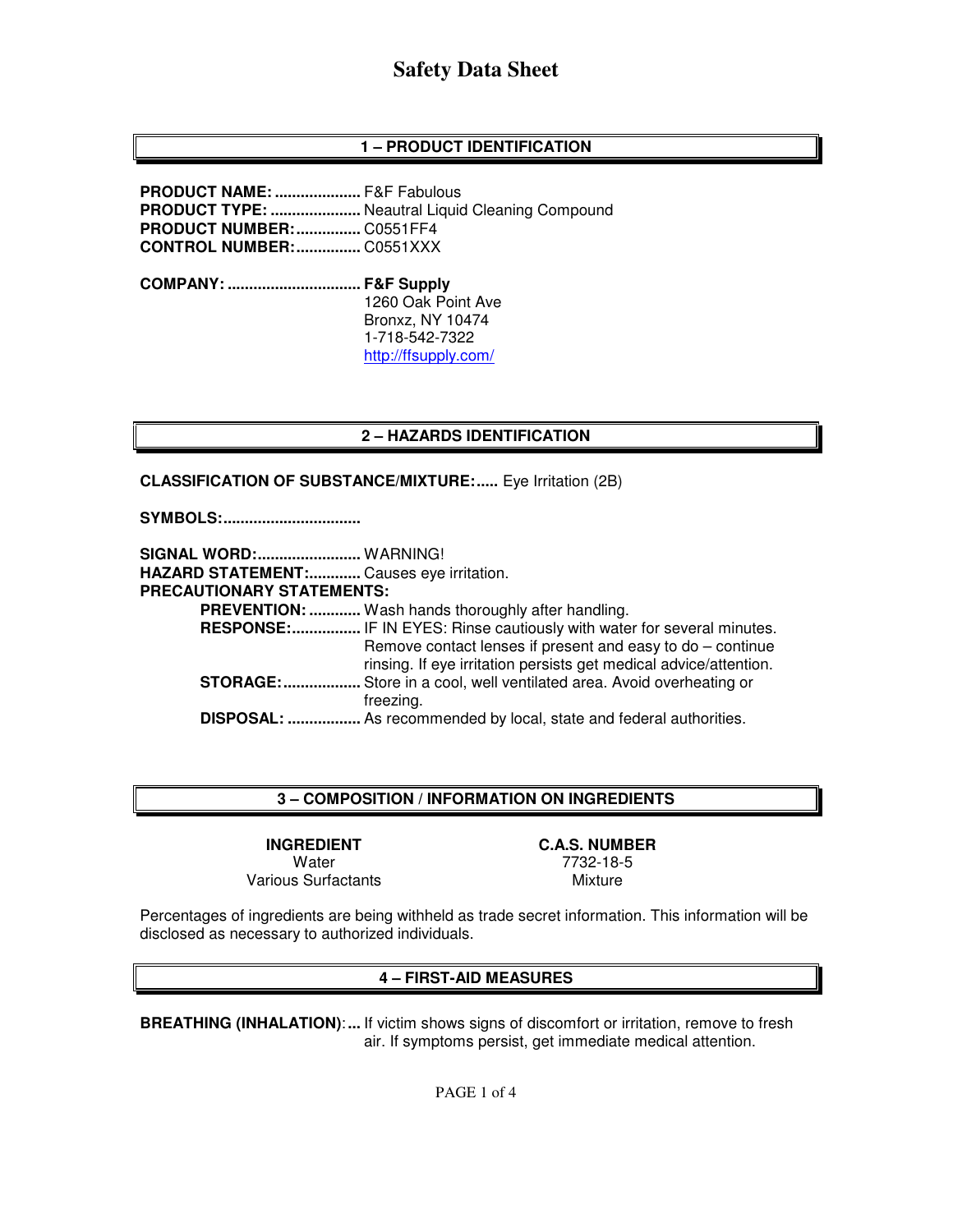# Safety Data Sheet

## 1 – PRODUCT IDENTIFICATION

**PRODUCT NAME:** .................... F&F Fabulous
**PRODUCT TYPE:** ..................... Neautral Liquid Cleaning Compound
**PRODUCT NUMBER:** ............... C0551FF4
**CONTROL NUMBER:** ............... C0551XXX

**COMPANY:** ............................... **F&F Supply**
1260 Oak Point Ave
Bronxz, NY 10474
1-718-542-7322
http://ffsupply.com/

## 2 – HAZARDS IDENTIFICATION

**CLASSIFICATION OF SUBSTANCE/MIXTURE:**..... Eye Irritation (2B)

**SYMBOLS:**................................

**SIGNAL WORD:**........................ WARNING!
**HAZARD STATEMENT:**............ Causes eye irritation.
**PRECAUTIONARY STATEMENTS:**

- **PREVENTION:** ............ Wash hands thoroughly after handling.
- **RESPONSE:**................ IF IN EYES: Rinse cautiously with water for several minutes. Remove contact lenses if present and easy to do – continue rinsing. If eye irritation persists get medical advice/attention.
- **STORAGE:**.................. Store in a cool, well ventilated area. Avoid overheating or freezing.
- **DISPOSAL:** ................. As recommended by local, state and federal authorities.

## 3 – COMPOSITION / INFORMATION ON INGREDIENTS

| INGREDIENT | C.A.S. NUMBER |
|---|---|
| Water | 7732-18-5 |
| Various Surfactants | Mixture |

Percentages of ingredients are being withheld as trade secret information. This information will be disclosed as necessary to authorized individuals.

## 4 – FIRST-AID MEASURES

**BREATHING (INHALATION)**:... If victim shows signs of discomfort or irritation, remove to fresh air. If symptoms persist, get immediate medical attention.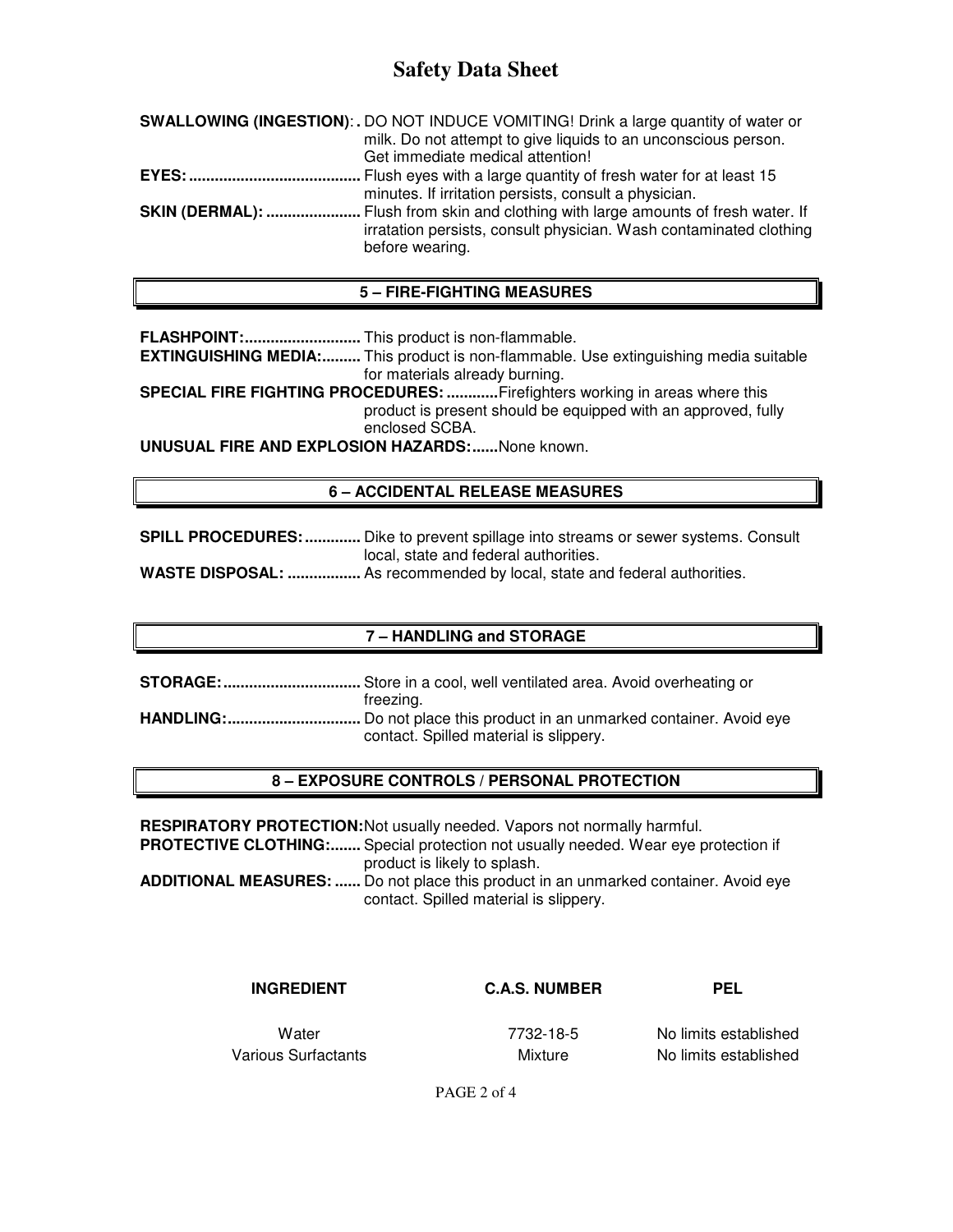**SWALLOWING (INGESTION):** DO NOT INDUCE VOMITING! Drink a large quantity of water or milk. Do not attempt to give liquids to an unconscious person. Get immediate medical attention!

**EYES:** Flush eyes with a large quantity of fresh water for at least 15 minutes. If irritation persists, consult a physician.

**SKIN (DERMAL):** Flush from skin and clothing with large amounts of fresh water. If irratation persists, consult physician. Wash contaminated clothing before wearing.

## 5 – FIRE-FIGHTING MEASURES

**FLASHPOINT:** This product is non-flammable.

**EXTINGUISHING MEDIA:** This product is non-flammable. Use extinguishing media suitable for materials already burning.

**SPECIAL FIRE FIGHTING PROCEDURES:** Firefighters working in areas where this product is present should be equipped with an approved, fully enclosed SCBA.

**UNUSUAL FIRE AND EXPLOSION HAZARDS:** None known.

## 6 – ACCIDENTAL RELEASE MEASURES

**SPILL PROCEDURES:** Dike to prevent spillage into streams or sewer systems. Consult local, state and federal authorities.

**WASTE DISPOSAL:** As recommended by local, state and federal authorities.

## 7 – HANDLING and STORAGE

**STORAGE:** Store in a cool, well ventilated area. Avoid overheating or freezing.

**HANDLING:** Do not place this product in an unmarked container. Avoid eye contact. Spilled material is slippery.

## 8 – EXPOSURE CONTROLS / PERSONAL PROTECTION

**RESPIRATORY PROTECTION:** Not usually needed. Vapors not normally harmful.

**PROTECTIVE CLOTHING:** Special protection not usually needed. Wear eye protection if product is likely to splash.

**ADDITIONAL MEASURES:** Do not place this product in an unmarked container. Avoid eye contact. Spilled material is slippery.

| INGREDIENT | C.A.S. NUMBER | PEL |
|---|---|---|
| Water | 7732-18-5 | No limits established |
| Various Surfactants | Mixture | No limits established |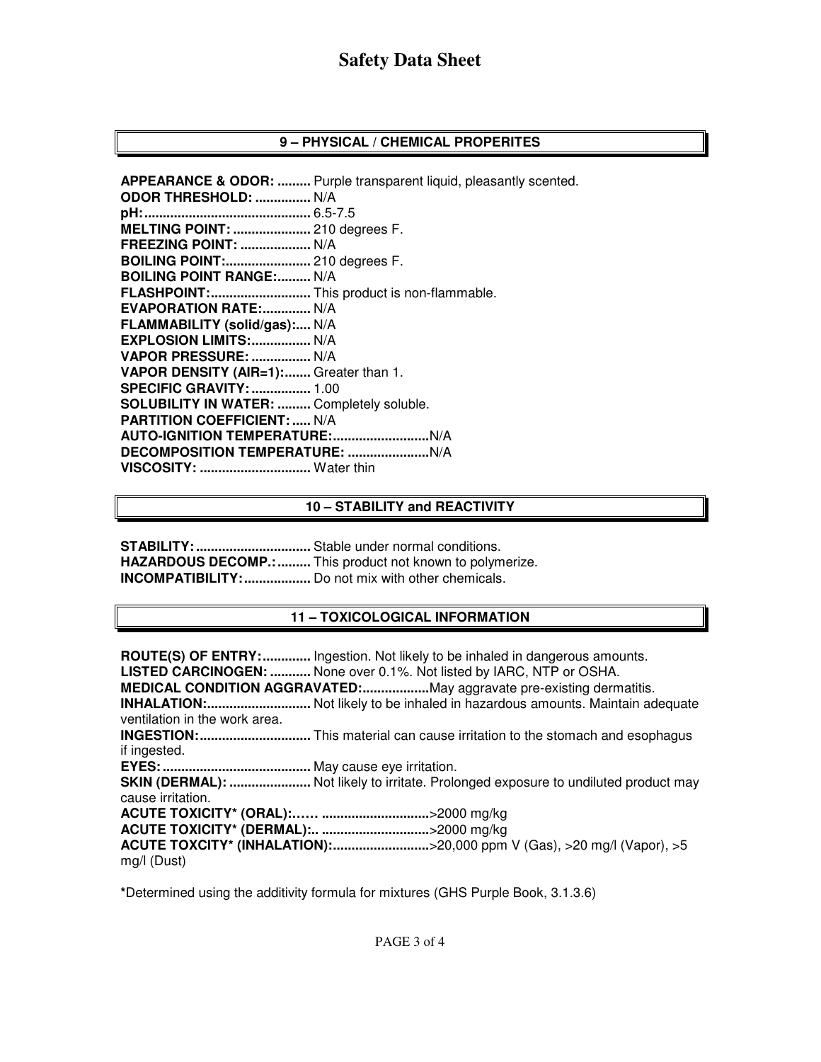## 9 – PHYSICAL / CHEMICAL PROPERITES

**APPEARANCE & ODOR:** ......... Purple transparent liquid, pleasantly scented.
**ODOR THRESHOLD:** ............... N/A
**pH:**............................................ 6.5-7.5
**MELTING POINT:** ..................... 210 degrees F.
**FREEZING POINT:** ................... N/A
**BOILING POINT:**....................... 210 degrees F.
**BOILING POINT RANGE:**......... N/A
**FLASHPOINT:**........................... This product is non-flammable.
**EVAPORATION RATE:**............. N/A
**FLAMMABILITY (solid/gas):**..... N/A
**EXPLOSION LIMITS:**................ N/A
**VAPOR PRESSURE:** ................ N/A
**VAPOR DENSITY (AIR=1):**....... Greater than 1.
**SPECIFIC GRAVITY:** ................ 1.00
**SOLUBILITY IN WATER:** ......... Completely soluble.
**PARTITION COEFFICIENT:** ..... N/A
**AUTO-IGNITION TEMPERATURE:**..........................N/A
**DECOMPOSITION TEMPERATURE:** ......................N/A
**VISCOSITY:** .............................. Water thin

## 10 – STABILITY and REACTIVITY

**STABILITY:** ............................... Stable under normal conditions.
**HAZARDOUS DECOMP.:** ......... This product not known to polymerize.
**INCOMPATIBILITY:**.................. Do not mix with other chemicals.

## 11 – TOXICOLOGICAL INFORMATION

**ROUTE(S) OF ENTRY:**............. Ingestion. Not likely to be inhaled in dangerous amounts.
**LISTED CARCINOGEN:** ........... None over 0.1%. Not listed by IARC, NTP or OSHA.
**MEDICAL CONDITION AGGRAVATED:**..................May aggravate pre-existing dermatitis.
**INHALATION:**............................ Not likely to be inhaled in hazardous amounts. Maintain adequate ventilation in the work area.
**INGESTION:**.............................. This material can cause irritation to the stomach and esophagus if ingested.
**EYES:**........................................ May cause eye irritation.
**SKIN (DERMAL):** ...................... Not likely to irritate. Prolonged exposure to undiluted product may cause irritation.
**ACUTE TOXICITY* (ORAL):**…… .............................>2000 mg/kg
**ACUTE TOXICITY* (DERMAL):**.. .............................>2000 mg/kg
**ACUTE TOXCITY* (INHALATION):**..........................>20,000 ppm V (Gas), >20 mg/l (Vapor), >5 mg/l (Dust)

***Determined using the additivity formula for mixtures (GHS Purple Book, 3.1.3.6)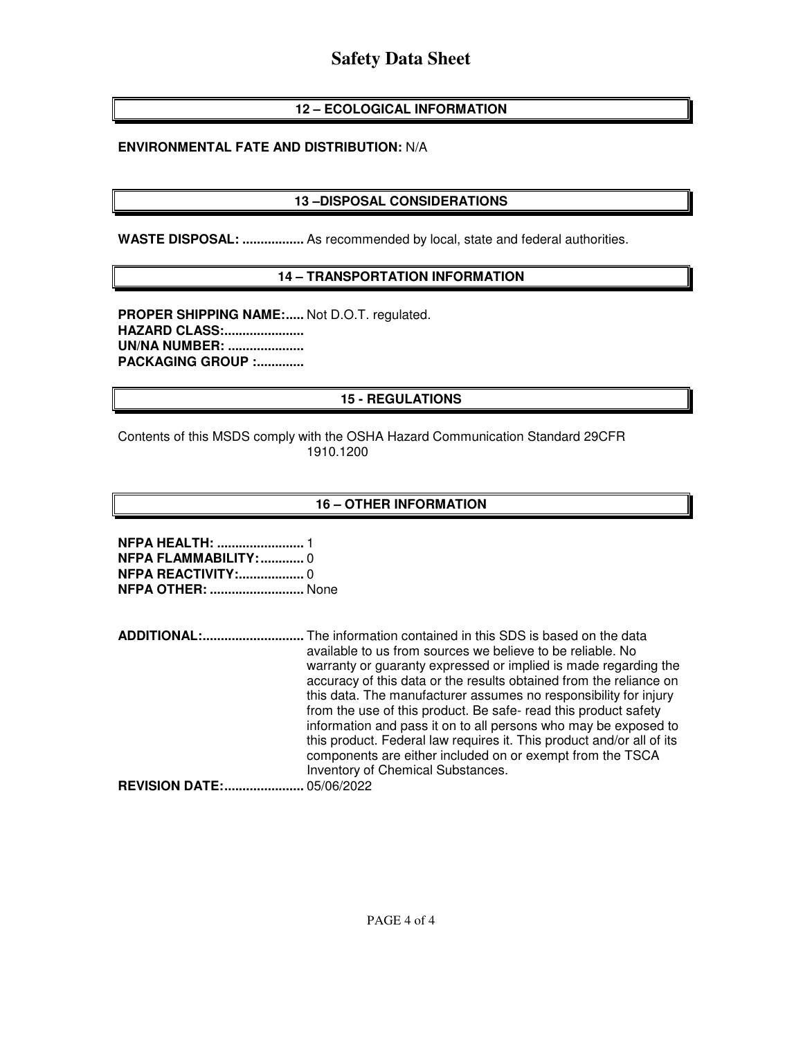## 12 – ECOLOGICAL INFORMATION

**ENVIRONMENTAL FATE AND DISTRIBUTION:** N/A

## 13 –DISPOSAL CONSIDERATIONS

**WASTE DISPOSAL: .................** As recommended by local, state and federal authorities.

## 14 – TRANSPORTATION INFORMATION

**PROPER SHIPPING NAME:.....** Not D.O.T. regulated.
**HAZARD CLASS:......................**
**UN/NA NUMBER: .....................**
**PACKAGING GROUP :.............**

## 15 - REGULATIONS

Contents of this MSDS comply with the OSHA Hazard Communication Standard 29CFR 1910.1200

## 16 – OTHER INFORMATION

**NFPA HEALTH: ........................** 1
**NFPA FLAMMABILITY:............** 0
**NFPA REACTIVITY:..................** 0
**NFPA OTHER: ..........................** None

**ADDITIONAL:............................** The information contained in this SDS is based on the data available to us from sources we believe to be reliable. No warranty or guaranty expressed or implied is made regarding the accuracy of this data or the results obtained from the reliance on this data. The manufacturer assumes no responsibility for injury from the use of this product. Be safe- read this product safety information and pass it on to all persons who may be exposed to this product. Federal law requires it. This product and/or all of its components are either included on or exempt from the TSCA Inventory of Chemical Substances.
**REVISION DATE:......................** 05/06/2022